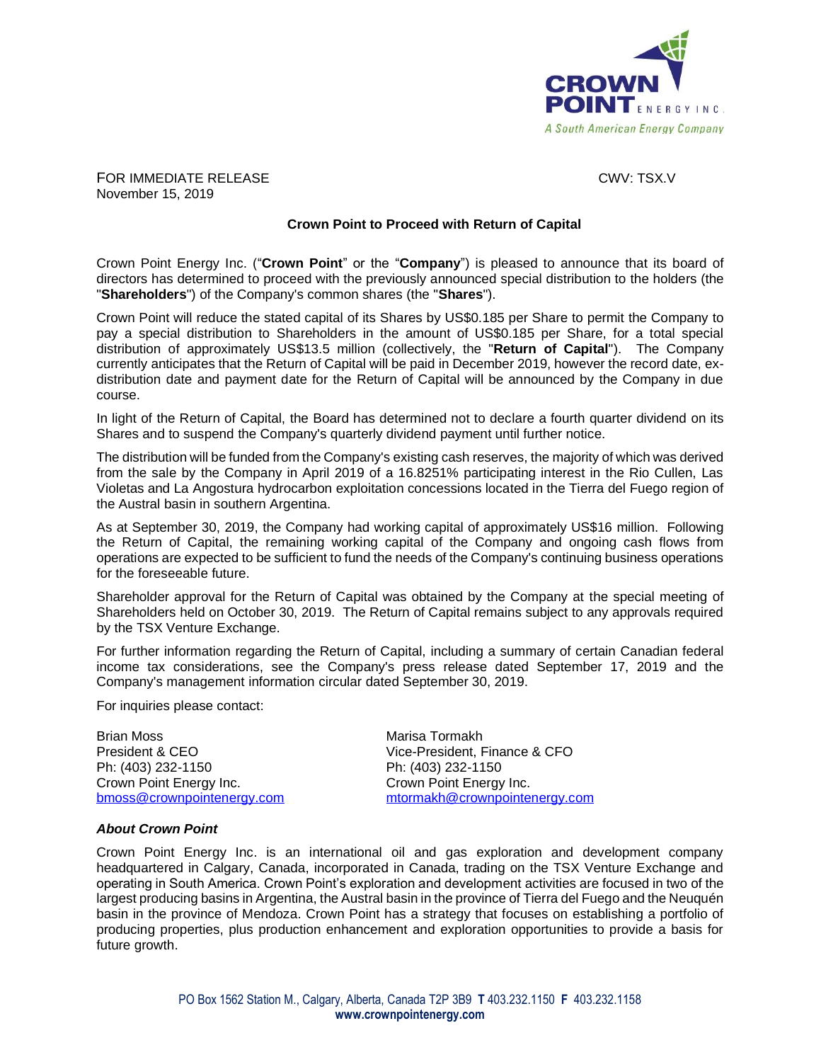CROWN POINT ENERGY INC.
A South American Energy Company

FOR IMMEDIATE RELEASE CWV: TSX.V
November 15, 2019

## Crown Point to Proceed with Return of Capital

Crown Point Energy Inc. ("**Crown Point**" or the "**Company**") is pleased to announce that its board of directors has determined to proceed with the previously announced special distribution to the holders (the "**Shareholders**") of the Company's common shares (the "**Shares**").

Crown Point will reduce the stated capital of its Shares by US$0.185 per Share to permit the Company to pay a special distribution to Shareholders in the amount of US$0.185 per Share, for a total special distribution of approximately US$13.5 million (collectively, the "**Return of Capital**"). The Company currently anticipates that the Return of Capital will be paid in December 2019, however the record date, ex-distribution date and payment date for the Return of Capital will be announced by the Company in due course.

In light of the Return of Capital, the Board has determined not to declare a fourth quarter dividend on its Shares and to suspend the Company's quarterly dividend payment until further notice.

The distribution will be funded from the Company's existing cash reserves, the majority of which was derived from the sale by the Company in April 2019 of a 16.8251% participating interest in the Rio Cullen, Las Violetas and La Angostura hydrocarbon exploitation concessions located in the Tierra del Fuego region of the Austral basin in southern Argentina.

As at September 30, 2019, the Company had working capital of approximately US$16 million. Following the Return of Capital, the remaining working capital of the Company and ongoing cash flows from operations are expected to be sufficient to fund the needs of the Company's continuing business operations for the foreseeable future.

Shareholder approval for the Return of Capital was obtained by the Company at the special meeting of Shareholders held on October 30, 2019. The Return of Capital remains subject to any approvals required by the TSX Venture Exchange.

For further information regarding the Return of Capital, including a summary of certain Canadian federal income tax considerations, see the Company's press release dated September 17, 2019 and the Company's management information circular dated September 30, 2019.

For inquiries please contact:

Brian Moss
President & CEO
Ph: (403) 232-1150
Crown Point Energy Inc.
bmoss@crownpointenergy.com

Marisa Tormakh
Vice-President, Finance & CFO
Ph: (403) 232-1150
Crown Point Energy Inc.
mtormakh@crownpointenergy.com

### *About Crown Point*

Crown Point Energy Inc. is an international oil and gas exploration and development company headquartered in Calgary, Canada, incorporated in Canada, trading on the TSX Venture Exchange and operating in South America. Crown Point's exploration and development activities are focused in two of the largest producing basins in Argentina, the Austral basin in the province of Tierra del Fuego and the Neuquén basin in the province of Mendoza. Crown Point has a strategy that focuses on establishing a portfolio of producing properties, plus production enhancement and exploration opportunities to provide a basis for future growth.

PO Box 1562 Station M., Calgary, Alberta, Canada T2P 3B9 **T** 403.232.1150 **F** 403.232.1158
**www.crownpointenergy.com**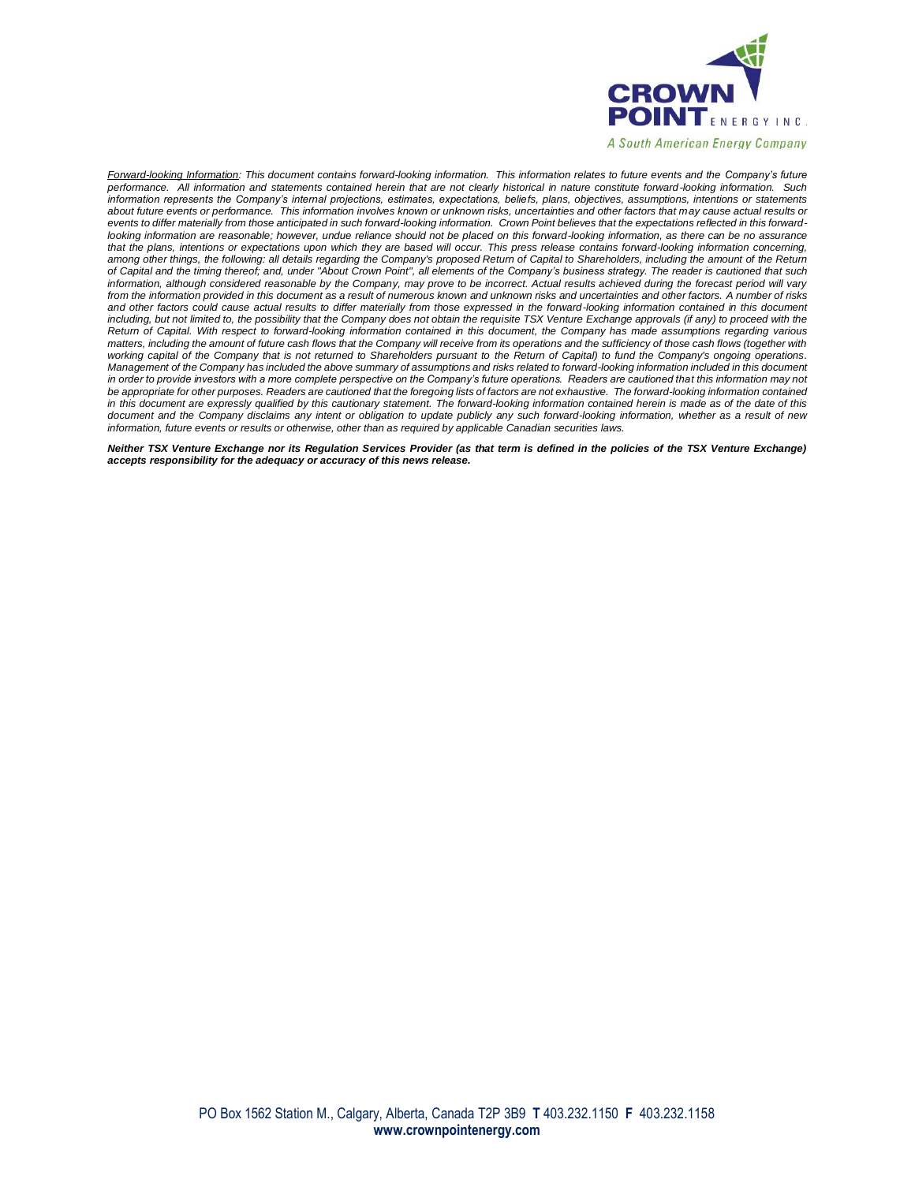*Forward-looking Information: This document contains forward-looking information. This information relates to future events and the Company's future performance. All information and statements contained herein that are not clearly historical in nature constitute forward-looking information. Such information represents the Company's internal projections, estimates, expectations, beliefs, plans, objectives, assumptions, intentions or statements about future events or performance. This information involves known or unknown risks, uncertainties and other factors that may cause actual results or events to differ materially from those anticipated in such forward-looking information. Crown Point believes that the expectations reflected in this forward-looking information are reasonable; however, undue reliance should not be placed on this forward-looking information, as there can be no assurance that the plans, intentions or expectations upon which they are based will occur. This press release contains forward-looking information concerning, among other things, the following: all details regarding the Company's proposed Return of Capital to Shareholders, including the amount of the Return of Capital and the timing thereof; and, under "About Crown Point", all elements of the Company's business strategy. The reader is cautioned that such information, although considered reasonable by the Company, may prove to be incorrect. Actual results achieved during the forecast period will vary from the information provided in this document as a result of numerous known and unknown risks and uncertainties and other factors. A number of risks and other factors could cause actual results to differ materially from those expressed in the forward-looking information contained in this document including, but not limited to, the possibility that the Company does not obtain the requisite TSX Venture Exchange approvals (if any) to proceed with the Return of Capital. With respect to forward-looking information contained in this document, the Company has made assumptions regarding various matters, including the amount of future cash flows that the Company will receive from its operations and the sufficiency of those cash flows (together with working capital of the Company that is not returned to Shareholders pursuant to the Return of Capital) to fund the Company's ongoing operations. Management of the Company has included the above summary of assumptions and risks related to forward-looking information included in this document in order to provide investors with a more complete perspective on the Company's future operations. Readers are cautioned that this information may not be appropriate for other purposes. Readers are cautioned that the foregoing lists of factors are not exhaustive. The forward-looking information contained in this document are expressly qualified by this cautionary statement. The forward-looking information contained herein is made as of the date of this document and the Company disclaims any intent or obligation to update publicly any such forward-looking information, whether as a result of new information, future events or results or otherwise, other than as required by applicable Canadian securities laws.*

***Neither TSX Venture Exchange nor its Regulation Services Provider (as that term is defined in the policies of the TSX Venture Exchange) accepts responsibility for the adequacy or accuracy of this news release.***